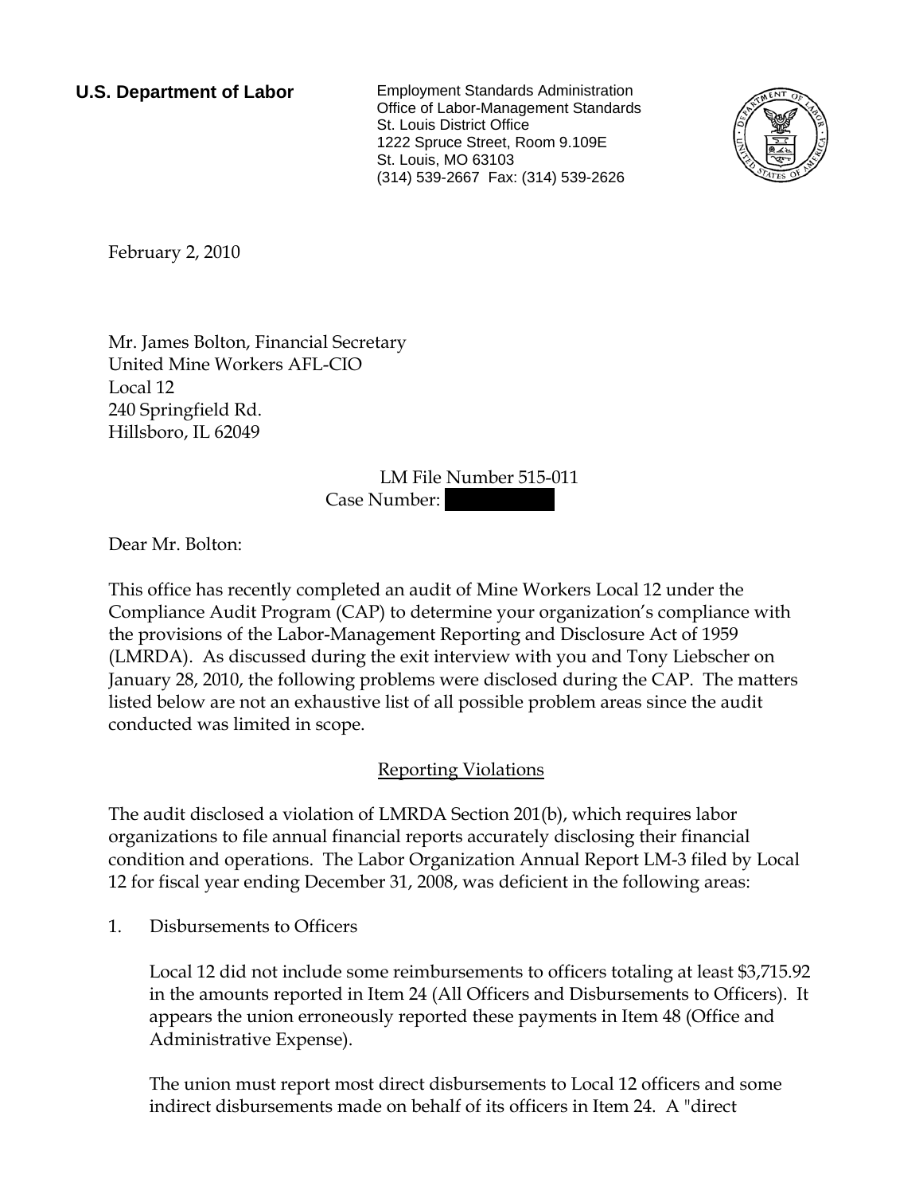**U.S. Department of Labor**

Employment Standards Administration
Office of Labor-Management Standards
St. Louis District Office
1222 Spruce Street, Room 9.109E
St. Louis, MO 63103
(314) 539-2667 Fax: (314) 539-2626

February 2, 2010

Mr. James Bolton, Financial Secretary
United Mine Workers AFL-CIO
Local 12
240 Springfield Rd.
Hillsboro, IL 62049

LM File Number 515-011
Case Number:

Dear Mr. Bolton:

This office has recently completed an audit of Mine Workers Local 12 under the Compliance Audit Program (CAP) to determine your organization's compliance with the provisions of the Labor-Management Reporting and Disclosure Act of 1959 (LMRDA). As discussed during the exit interview with you and Tony Liebscher on January 28, 2010, the following problems were disclosed during the CAP. The matters listed below are not an exhaustive list of all possible problem areas since the audit conducted was limited in scope.

## Reporting Violations

The audit disclosed a violation of LMRDA Section 201(b), which requires labor organizations to file annual financial reports accurately disclosing their financial condition and operations. The Labor Organization Annual Report LM-3 filed by Local 12 for fiscal year ending December 31, 2008, was deficient in the following areas:

1. Disbursements to Officers

   Local 12 did not include some reimbursements to officers totaling at least $3,715.92 in the amounts reported in Item 24 (All Officers and Disbursements to Officers). It appears the union erroneously reported these payments in Item 48 (Office and Administrative Expense).

   The union must report most direct disbursements to Local 12 officers and some indirect disbursements made on behalf of its officers in Item 24. A "direct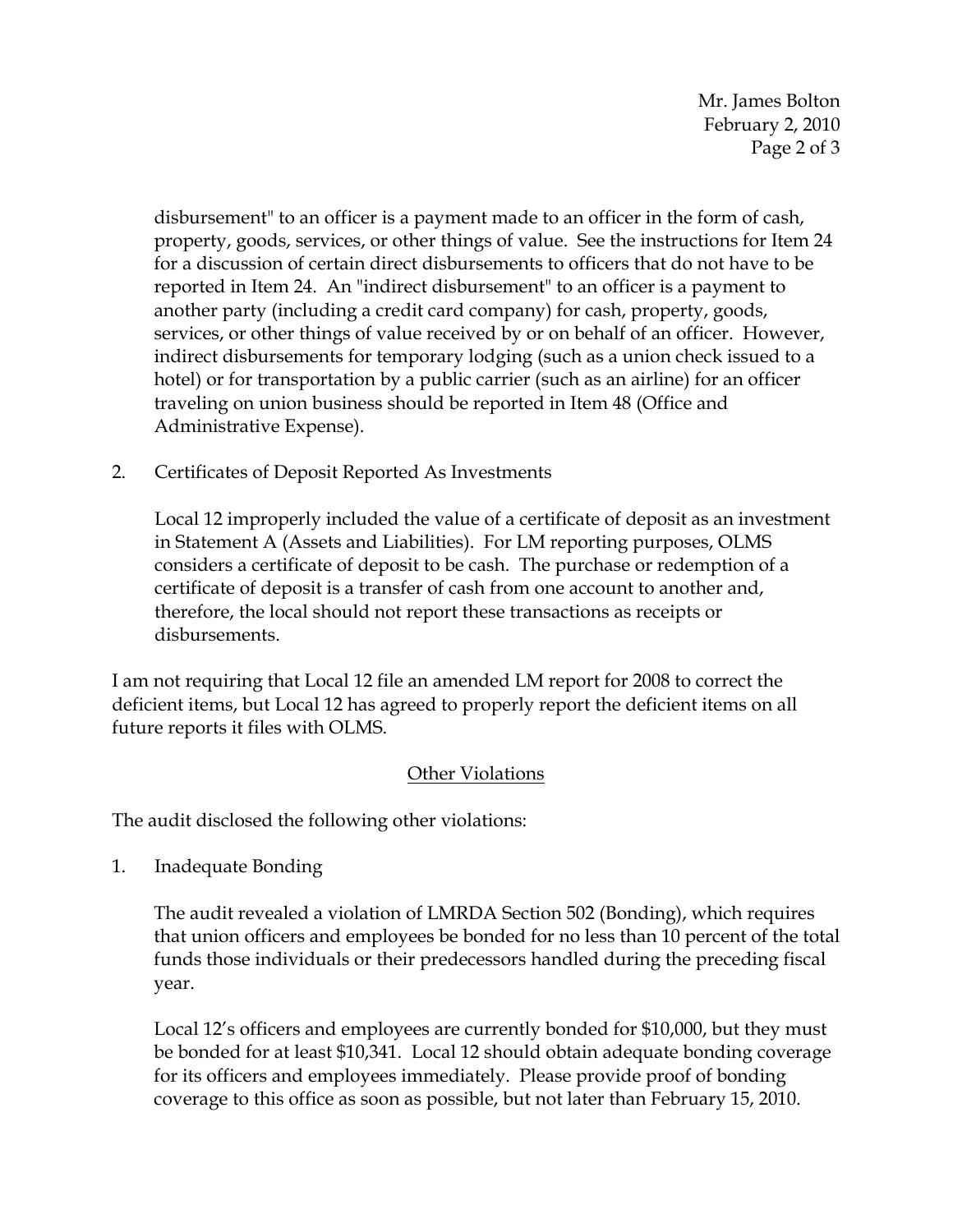disbursement" to an officer is a payment made to an officer in the form of cash, property, goods, services, or other things of value. See the instructions for Item 24 for a discussion of certain direct disbursements to officers that do not have to be reported in Item 24. An "indirect disbursement" to an officer is a payment to another party (including a credit card company) for cash, property, goods, services, or other things of value received by or on behalf of an officer. However, indirect disbursements for temporary lodging (such as a union check issued to a hotel) or for transportation by a public carrier (such as an airline) for an officer traveling on union business should be reported in Item 48 (Office and Administrative Expense).

2. Certificates of Deposit Reported As Investments

   Local 12 improperly included the value of a certificate of deposit as an investment in Statement A (Assets and Liabilities). For LM reporting purposes, OLMS considers a certificate of deposit to be cash. The purchase or redemption of a certificate of deposit is a transfer of cash from one account to another and, therefore, the local should not report these transactions as receipts or disbursements.

I am not requiring that Local 12 file an amended LM report for 2008 to correct the deficient items, but Local 12 has agreed to properly report the deficient items on all future reports it files with OLMS.

## Other Violations

The audit disclosed the following other violations:

1. Inadequate Bonding

   The audit revealed a violation of LMRDA Section 502 (Bonding), which requires that union officers and employees be bonded for no less than 10 percent of the total funds those individuals or their predecessors handled during the preceding fiscal year.

   Local 12's officers and employees are currently bonded for $10,000, but they must be bonded for at least $10,341. Local 12 should obtain adequate bonding coverage for its officers and employees immediately. Please provide proof of bonding coverage to this office as soon as possible, but not later than February 15, 2010.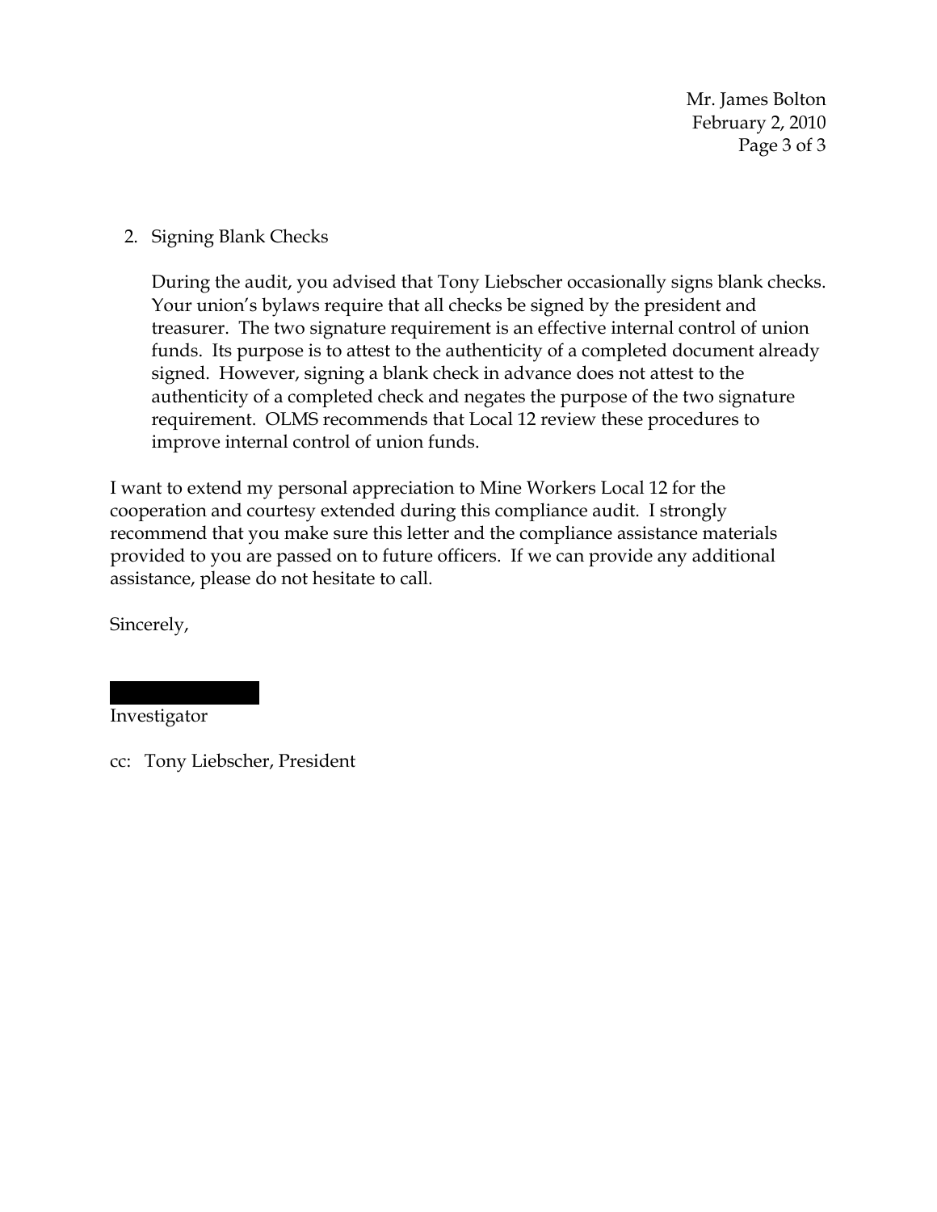2. Signing Blank Checks

   During the audit, you advised that Tony Liebscher occasionally signs blank checks. Your union's bylaws require that all checks be signed by the president and treasurer. The two signature requirement is an effective internal control of union funds. Its purpose is to attest to the authenticity of a completed document already signed. However, signing a blank check in advance does not attest to the authenticity of a completed check and negates the purpose of the two signature requirement. OLMS recommends that Local 12 review these procedures to improve internal control of union funds.

I want to extend my personal appreciation to Mine Workers Local 12 for the cooperation and courtesy extended during this compliance audit. I strongly recommend that you make sure this letter and the compliance assistance materials provided to you are passed on to future officers. If we can provide any additional assistance, please do not hesitate to call.

Sincerely,

Investigator

cc: Tony Liebscher, President